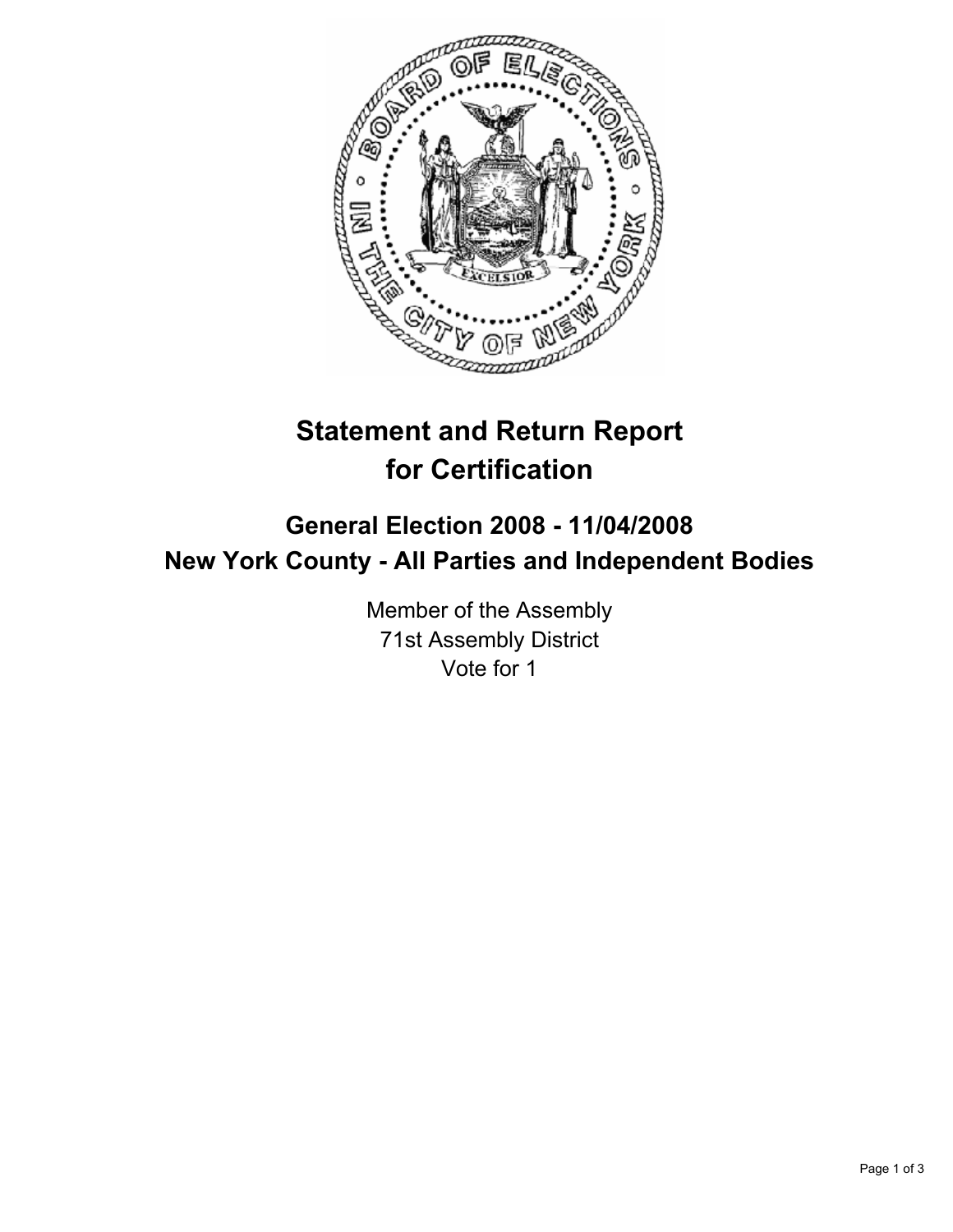# Statement and Return Report for Certification

## General Election 2008 - 11/04/2008
## New York County - All Parties and Independent Bodies

Member of the Assembly
71st Assembly District
Vote for 1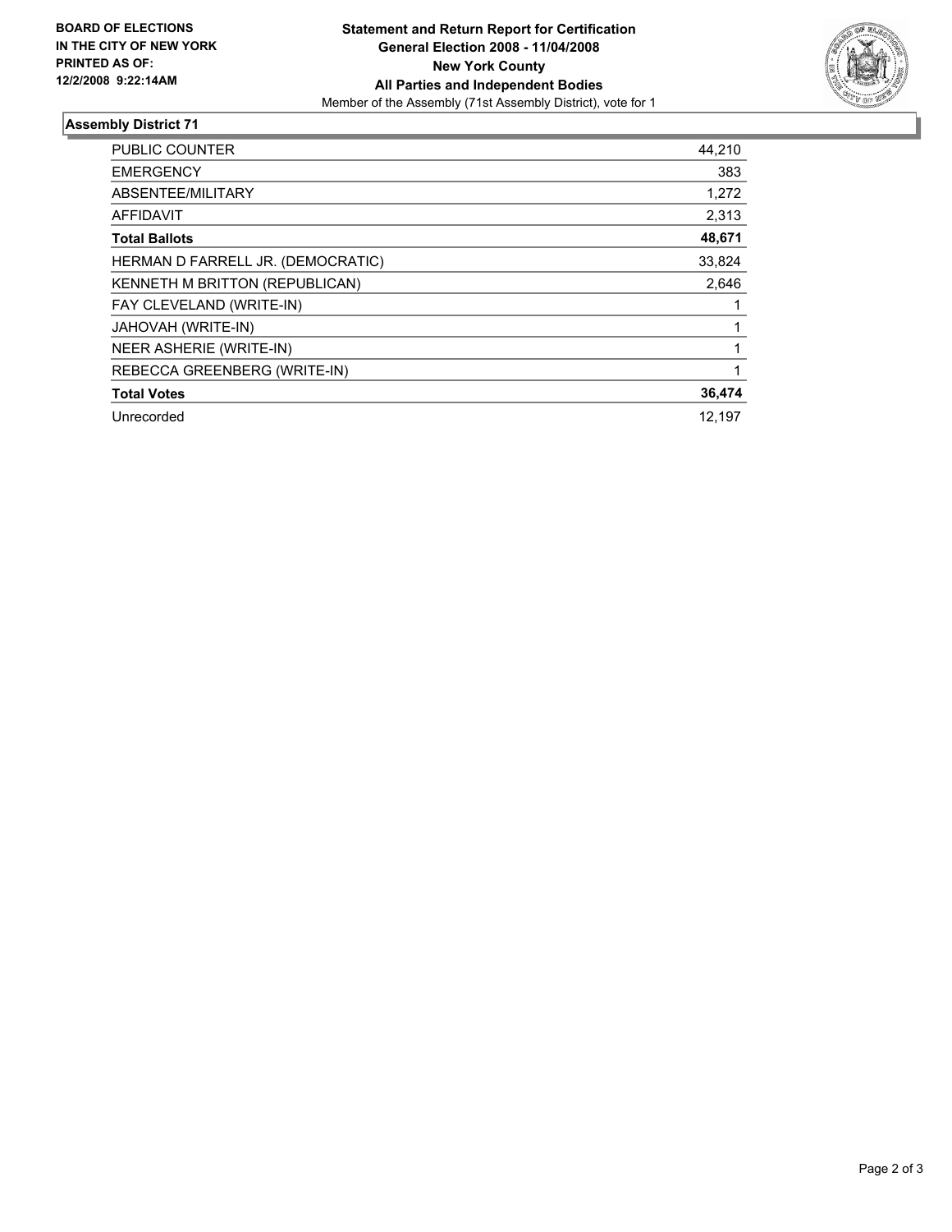**BOARD OF ELECTIONS IN THE CITY OF NEW YORK PRINTED AS OF: 12/2/2008 9:22:14AM**

**Statement and Return Report for Certification**
**General Election 2008 - 11/04/2008**
**New York County**
**All Parties and Independent Bodies**
Member of the Assembly (71st Assembly District), vote for 1

## Assembly District 71

| | |
|---|---|
| PUBLIC COUNTER | 44,210 |
| EMERGENCY | 383 |
| ABSENTEE/MILITARY | 1,272 |
| AFFIDAVIT | 2,313 |
| **Total Ballots** | **48,671** |
| HERMAN D FARRELL JR. (DEMOCRATIC) | 33,824 |
| KENNETH M BRITTON (REPUBLICAN) | 2,646 |
| FAY CLEVELAND (WRITE-IN) | 1 |
| JAHOVAH (WRITE-IN) | 1 |
| NEER ASHERIE (WRITE-IN) | 1 |
| REBECCA GREENBERG (WRITE-IN) | 1 |
| **Total Votes** | **36,474** |
| Unrecorded | 12,197 |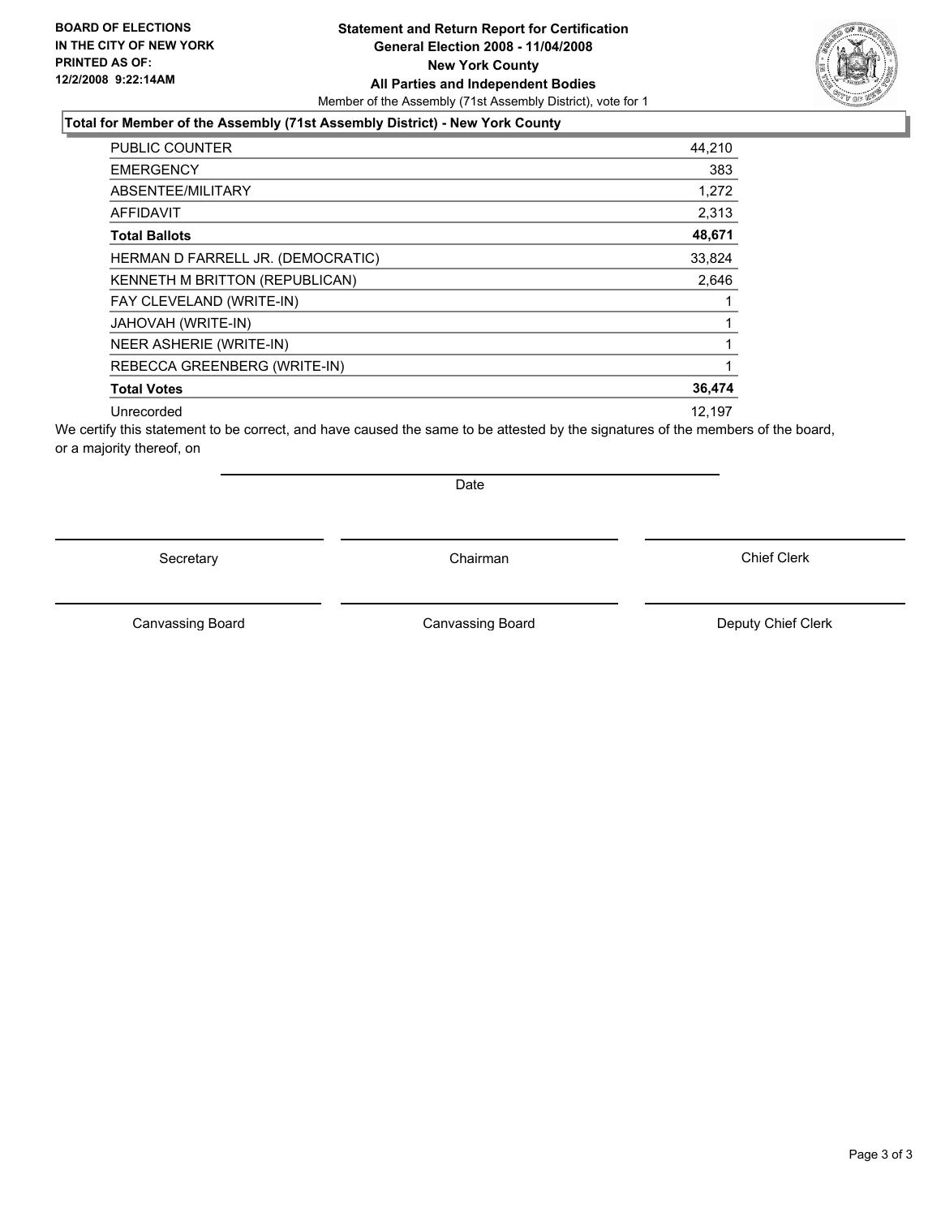**BOARD OF ELECTIONS IN THE CITY OF NEW YORK PRINTED AS OF: 12/2/2008 9:22:14AM**

**Statement and Return Report for Certification**
**General Election 2008 - 11/04/2008**
**New York County**
**All Parties and Independent Bodies**
Member of the Assembly (71st Assembly District), vote for 1

**Total for Member of the Assembly (71st Assembly District) - New York County**

| | |
|---|---|
| PUBLIC COUNTER | 44,210 |
| EMERGENCY | 383 |
| ABSENTEE/MILITARY | 1,272 |
| AFFIDAVIT | 2,313 |
| **Total Ballots** | **48,671** |
| HERMAN D FARRELL JR. (DEMOCRATIC) | 33,824 |
| KENNETH M BRITTON (REPUBLICAN) | 2,646 |
| FAY CLEVELAND (WRITE-IN) | 1 |
| JAHOVAH (WRITE-IN) | 1 |
| NEER ASHERIE (WRITE-IN) | 1 |
| REBECCA GREENBERG (WRITE-IN) | 1 |
| **Total Votes** | **36,474** |
| Unrecorded | 12,197 |

We certify this statement to be correct, and have caused the same to be attested by the signatures of the members of the board, or a majority thereof, on

Date

Secretary

Chairman

Chief Clerk

Canvassing Board

Canvassing Board

Deputy Chief Clerk